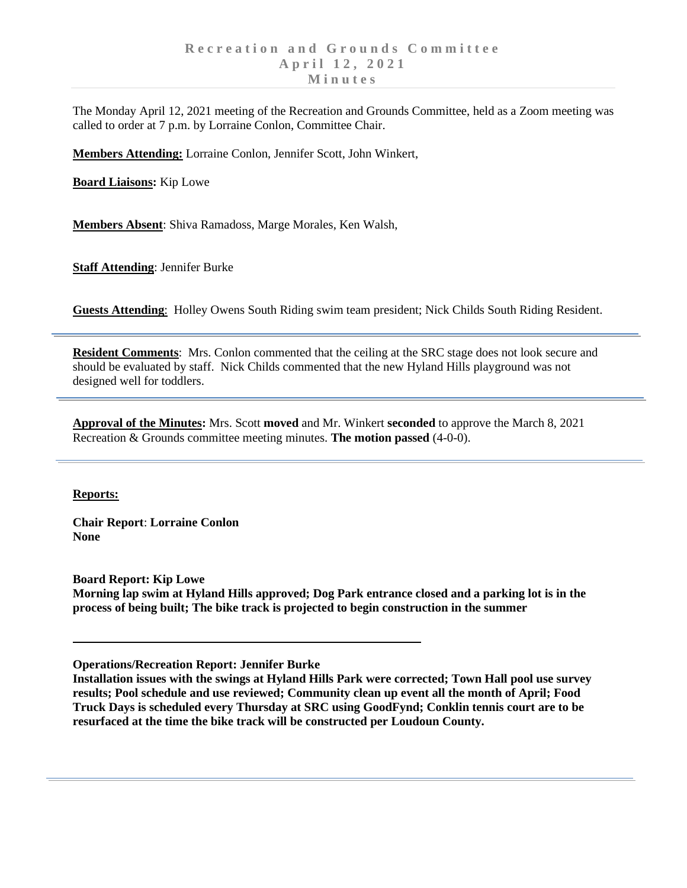# Recreation and Grounds Committee
# April 12, 2021
# Minutes

The Monday April 12, 2021 meeting of the Recreation and Grounds Committee, held as a Zoom meeting was called to order at 7 p.m. by Lorraine Conlon, Committee Chair.

**Members Attending:** Lorraine Conlon, Jennifer Scott, John Winkert,

**Board Liaisons:** Kip Lowe

**Members Absent**: Shiva Ramadoss, Marge Morales, Ken Walsh,

**Staff Attending**: Jennifer Burke

**Guests Attending**: Holley Owens South Riding swim team president; Nick Childs South Riding Resident.

---

**Resident Comments**: Mrs. Conlon commented that the ceiling at the SRC stage does not look secure and should be evaluated by staff. Nick Childs commented that the new Hyland Hills playground was not designed well for toddlers.

---

**Approval of the Minutes:** Mrs. Scott **moved** and Mr. Winkert **seconded** to approve the March 8, 2021 Recreation & Grounds committee meeting minutes. **The motion passed** (4-0-0).

---

**Reports:**

**Chair Report**: **Lorraine Conlon**
**None**

**Board Report: Kip Lowe**
**Morning lap swim at Hyland Hills approved; Dog Park entrance closed and a parking lot is in the process of being built; The bike track is projected to begin construction in the summer**

---

**Operations/Recreation Report: Jennifer Burke**
**Installation issues with the swings at Hyland Hills Park were corrected; Town Hall pool use survey results; Pool schedule and use reviewed; Community clean up event all the month of April; Food Truck Days is scheduled every Thursday at SRC using GoodFynd; Conklin tennis court are to be resurfaced at the time the bike track will be constructed per Loudoun County.**

---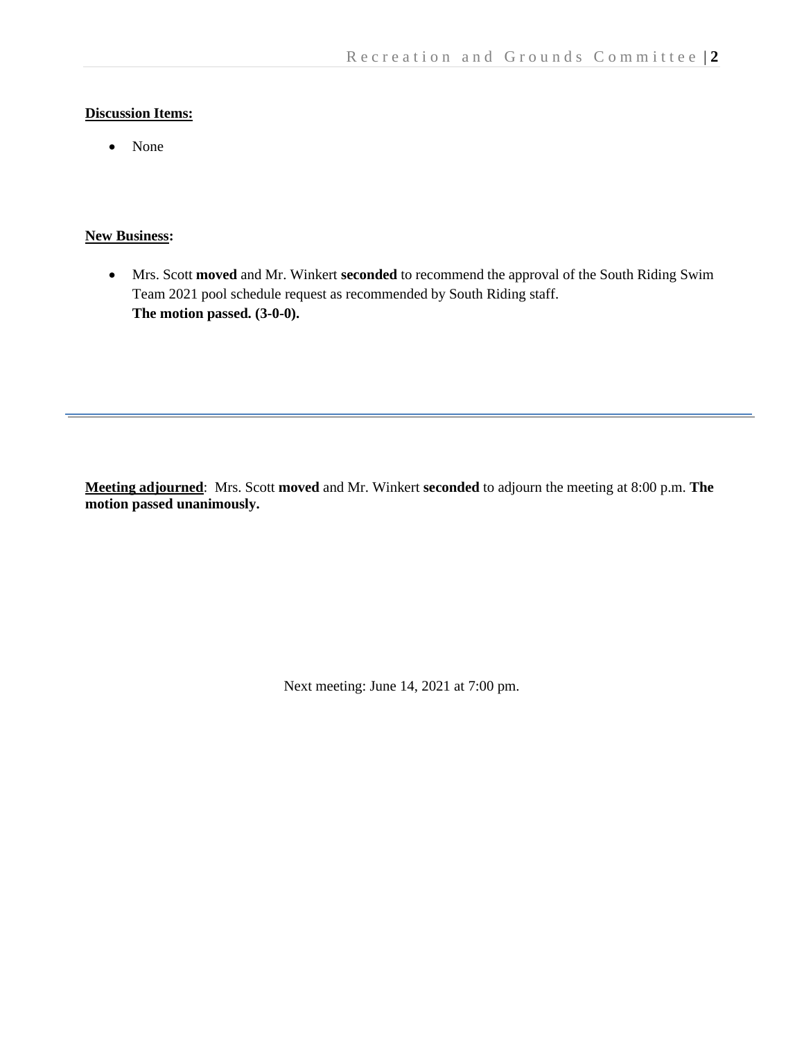**<u>Discussion Items:</u>**

- None

**<u>New Business</u>:**

- Mrs. Scott **moved** and Mr. Winkert **seconded** to recommend the approval of the South Riding Swim Team 2021 pool schedule request as recommended by South Riding staff.
  **The motion passed. (3-0-0).**

---

**<u>Meeting adjourned</u>**: Mrs. Scott **moved** and Mr. Winkert **seconded** to adjourn the meeting at 8:00 p.m. **The motion passed unanimously.**

Next meeting: June 14, 2021 at 7:00 pm.